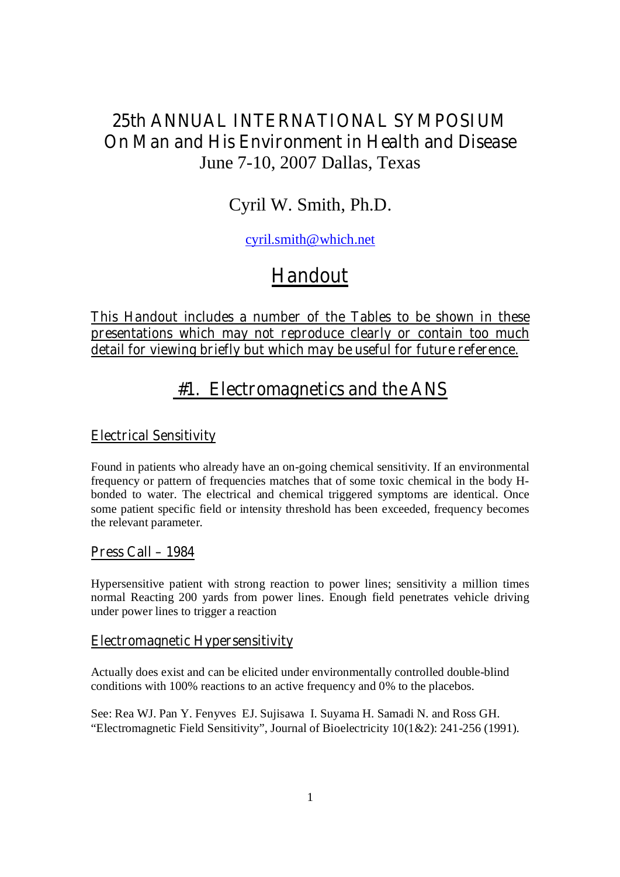# 25th ANNUAL INTERNATIONAL SYMPOSIUM
# On Man and His Environment in Health and Disease
## June 7-10, 2007 Dallas, Texas

## Cyril W. Smith, Ph.D.

cyril.smith@which.net

# Handout

This Handout includes a number of the Tables to be shown in these presentations which may not reproduce clearly or contain too much detail for viewing briefly but which may be useful for future reference.

## #1. Electromagnetics and the ANS

### Electrical Sensitivity

Found in patients who already have an on-going chemical sensitivity. If an environmental frequency or pattern of frequencies matches that of some toxic chemical in the body H-bonded to water. The electrical and chemical triggered symptoms are identical. Once some patient specific field or intensity threshold has been exceeded, frequency becomes the relevant parameter.

### Press Call – 1984

Hypersensitive patient with strong reaction to power lines; sensitivity a million times normal Reacting 200 yards from power lines. Enough field penetrates vehicle driving under power lines to trigger a reaction

### Electromagnetic Hypersensitivity

Actually does exist and can be elicited under environmentally controlled double-blind conditions with 100% reactions to an active frequency and 0% to the placebos.

See: Rea WJ. Pan Y. Fenyves EJ. Sujisawa I. Suyama H. Samadi N. and Ross GH. "Electromagnetic Field Sensitivity", Journal of Bioelectricity 10(1&2): 241-256 (1991).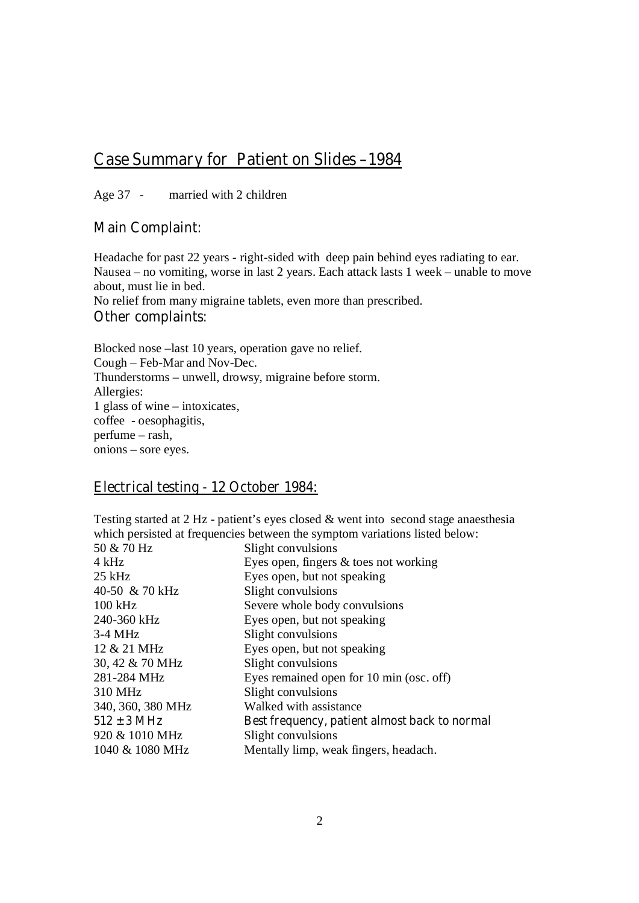## Case Summary for Patient on Slides – 1984

Age 37 - married with 2 children

### Main Complaint:

Headache for past 22 years - right-sided with deep pain behind eyes radiating to ear.
Nausea – no vomiting, worse in last 2 years. Each attack lasts 1 week – unable to move about, must lie in bed.
No relief from many migraine tablets, even more than prescribed.

### Other complaints:

Blocked nose –last 10 years, operation gave no relief.
Cough – Feb-Mar and Nov-Dec.
Thunderstorms – unwell, drowsy, migraine before storm.
Allergies:
1 glass of wine – intoxicates,
coffee - oesophagitis,
perfume – rash,
onions – sore eyes.

## Electrical testing - 12 October 1984:

Testing started at 2 Hz - patient's eyes closed & went into second stage anaesthesia which persisted at frequencies between the symptom variations listed below:

| | |
|---|---|
| 50 & 70 Hz | Slight convulsions |
| 4 kHz | Eyes open, fingers & toes not working |
| 25 kHz | Eyes open, but not speaking |
| 40-50 & 70 kHz | Slight convulsions |
| 100 kHz | Severe whole body convulsions |
| 240-360 kHz | Eyes open, but not speaking |
| 3-4 MHz | Slight convulsions |
| 12 & 21 MHz | Eyes open, but not speaking |
| 30, 42 & 70 MHz | Slight convulsions |
| 281-284 MHz | Eyes remained open for 10 min (osc. off) |
| 310 MHz | Slight convulsions |
| 340, 360, 380 MHz | Walked with assistance |
| 512 ± 3 MHz | Best frequency, patient almost back to normal |
| 920 & 1010 MHz | Slight convulsions |
| 1040 & 1080 MHz | Mentally limp, weak fingers, headach. |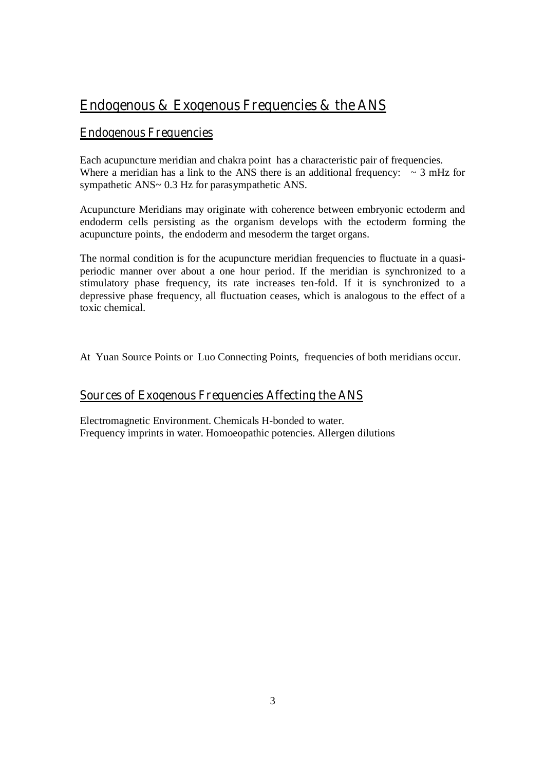# Endogenous & Exogenous Frequencies & the ANS

## Endogenous Frequencies

Each acupuncture meridian and chakra point has a characteristic pair of frequencies. Where a meridian has a link to the ANS there is an additional frequency: ~ 3 mHz for sympathetic ANS~ 0.3 Hz for parasympathetic ANS.

Acupuncture Meridians may originate with coherence between embryonic ectoderm and endoderm cells persisting as the organism develops with the ectoderm forming the acupuncture points, the endoderm and mesoderm the target organs.

The normal condition is for the acupuncture meridian frequencies to fluctuate in a quasi-periodic manner over about a one hour period. If the meridian is synchronized to a stimulatory phase frequency, its rate increases ten-fold. If it is synchronized to a depressive phase frequency, all fluctuation ceases, which is analogous to the effect of a toxic chemical.

At Yuan Source Points or Luo Connecting Points, frequencies of both meridians occur.

## Sources of Exogenous Frequencies Affecting the ANS

Electromagnetic Environment. Chemicals H-bonded to water.
Frequency imprints in water. Homoeopathic potencies. Allergen dilutions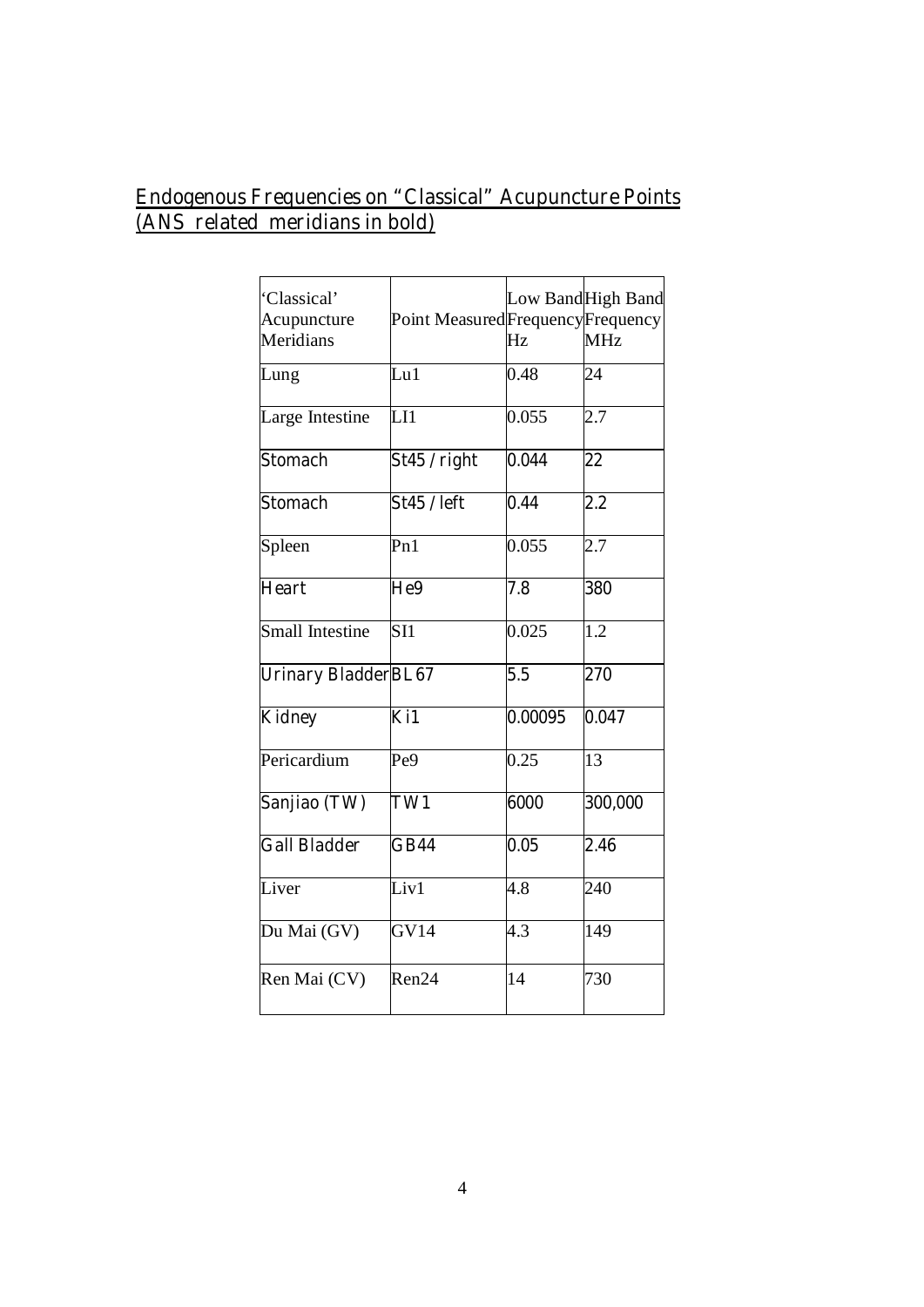## Endogenous Frequencies on "Classical" Acupuncture Points (ANS related meridians in bold)

| 'Classical' Acupuncture Meridians | Point Measured | Low Band Frequency Hz | High Band Frequency MHz |
|---|---|---|---|
| Lung | Lu1 | 0.48 | 24 |
| Large Intestine | LI1 | 0.055 | 2.7 |
| **Stomach** | **St45 / right** | **0.044** | **22** |
| **Stomach** | **St45 / left** | **0.44** | **2.2** |
| Spleen | Pn1 | 0.055 | 2.7 |
| **Heart** | **He9** | **7.8** | **380** |
| Small Intestine | SI1 | 0.025 | 1.2 |
| **Urinary Bladder** | **BL67** | **5.5** | **270** |
| **Kidney** | **Ki1** | **0.00095** | **0.047** |
| Pericardium | Pe9 | 0.25 | 13 |
| **Sanjiao (TW)** | **TW1** | **6000** | **300,000** |
| **Gall Bladder** | **GB44** | **0.05** | **2.46** |
| Liver | Liv1 | 4.8 | 240 |
| Du Mai (GV) | GV14 | 4.3 | 149 |
| Ren Mai (CV) | Ren24 | 14 | 730 |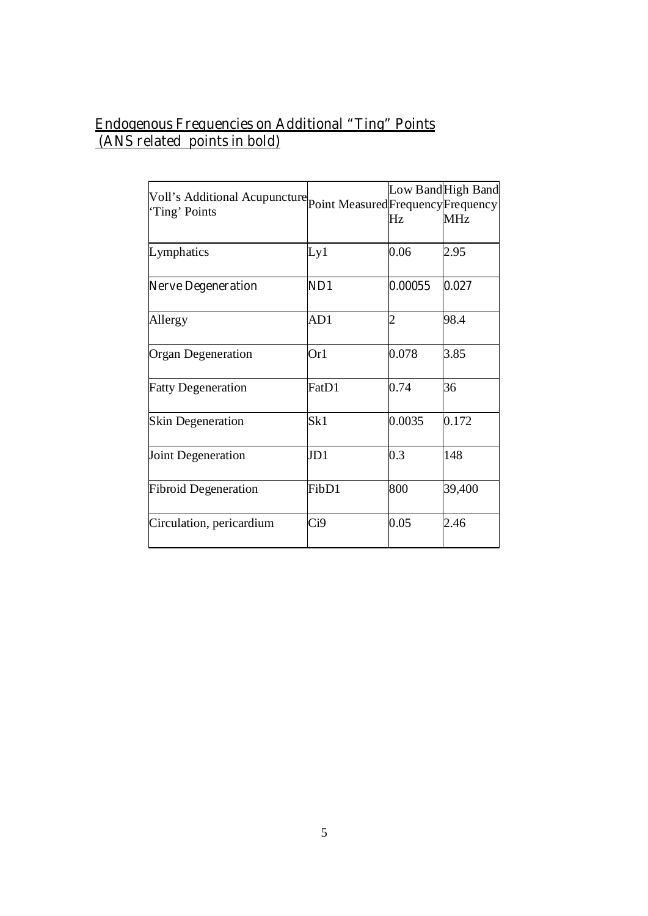## Endogenous Frequencies on Additional "Ting" Points
## (ANS related points in bold)

| Voll's Additional Acupuncture 'Ting' Points | Point Measured | Low Band Frequency Hz | High Band Frequency MHz |
|---|---|---|---|
| Lymphatics | Ly1 | 0.06 | 2.95 |
| **Nerve Degeneration** | **ND1** | **0.00055** | **0.027** |
| Allergy | AD1 | 2 | 98.4 |
| Organ Degeneration | Or1 | 0.078 | 3.85 |
| Fatty Degeneration | FatD1 | 0.74 | 36 |
| Skin Degeneration | Sk1 | 0.0035 | 0.172 |
| Joint Degeneration | JD1 | 0.3 | 148 |
| Fibroid Degeneration | FibD1 | 800 | 39,400 |
| Circulation, pericardium | Ci9 | 0.05 | 2.46 |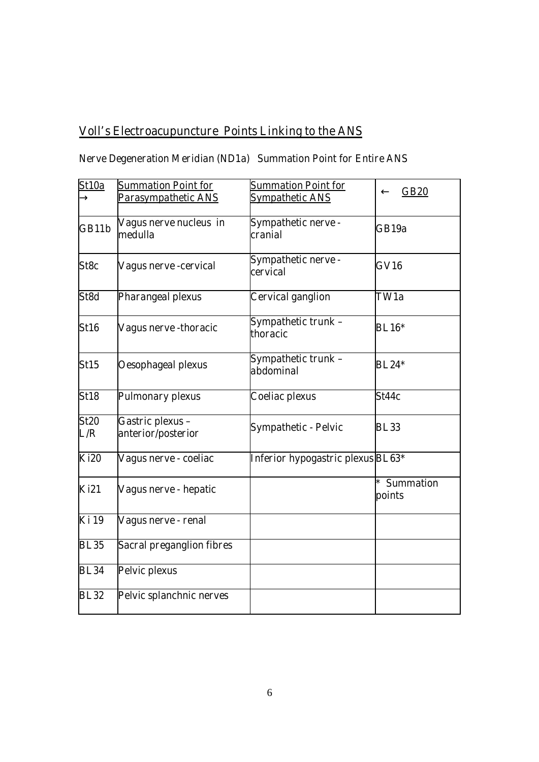## Voll's Electroacupuncture Points Linking to the ANS

Nerve Degeneration Meridian (ND1a) Summation Point for Entire ANS

| St10a → | Summation Point for Parasympathetic ANS | Summation Point for Sympathetic ANS | ← GB20 |
|---|---|---|---|
| GB11b | Vagus nerve nucleus in medulla | Sympathetic nerve - cranial | GB19a |
| St8c | Vagus nerve -cervical | Sympathetic nerve - cervical | GV16 |
| St8d | Pharangeal plexus | Cervical ganglion | TW1a |
| St16 | Vagus nerve -thoracic | Sympathetic trunk – thoracic | BL16* |
| St15 | Oesophageal plexus | Sympathetic trunk – abdominal | BL24* |
| St18 | Pulmonary plexus | Coeliac plexus | St44c |
| St20 L/R | Gastric plexus – anterior/posterior | Sympathetic - Pelvic | BL33 |
| Ki20 | Vagus nerve - coeliac | Inferior hypogastric plexus | BL63* |
| Ki21 | Vagus nerve - hepatic | | * Summation points |
| Ki 19 | Vagus nerve - renal | | |
| BL35 | Sacral preganglion fibres | | |
| BL34 | Pelvic plexus | | |
| BL32 | Pelvic splanchnic nerves | | |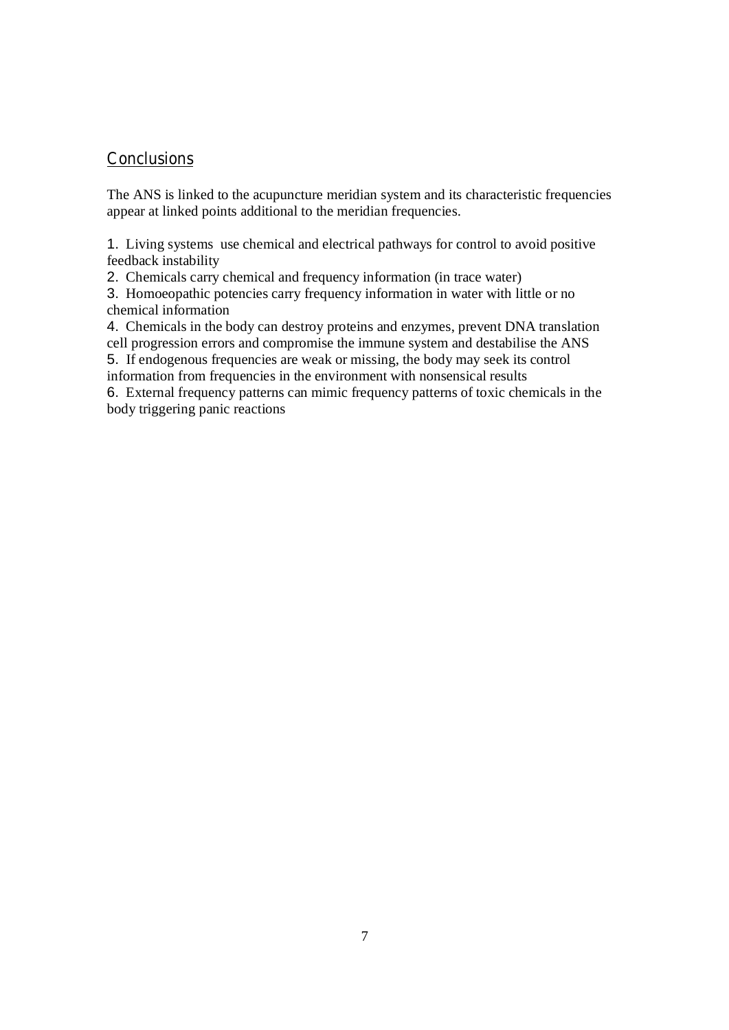## Conclusions

The ANS is linked to the acupuncture meridian system and its characteristic frequencies appear at linked points additional to the meridian frequencies.

1. Living systems use chemical and electrical pathways for control to avoid positive feedback instability
2. Chemicals carry chemical and frequency information (in trace water)
3. Homoeopathic potencies carry frequency information in water with little or no chemical information
4. Chemicals in the body can destroy proteins and enzymes, prevent DNA translation cell progression errors and compromise the immune system and destabilise the ANS
5. If endogenous frequencies are weak or missing, the body may seek its control information from frequencies in the environment with nonsensical results
6. External frequency patterns can mimic frequency patterns of toxic chemicals in the body triggering panic reactions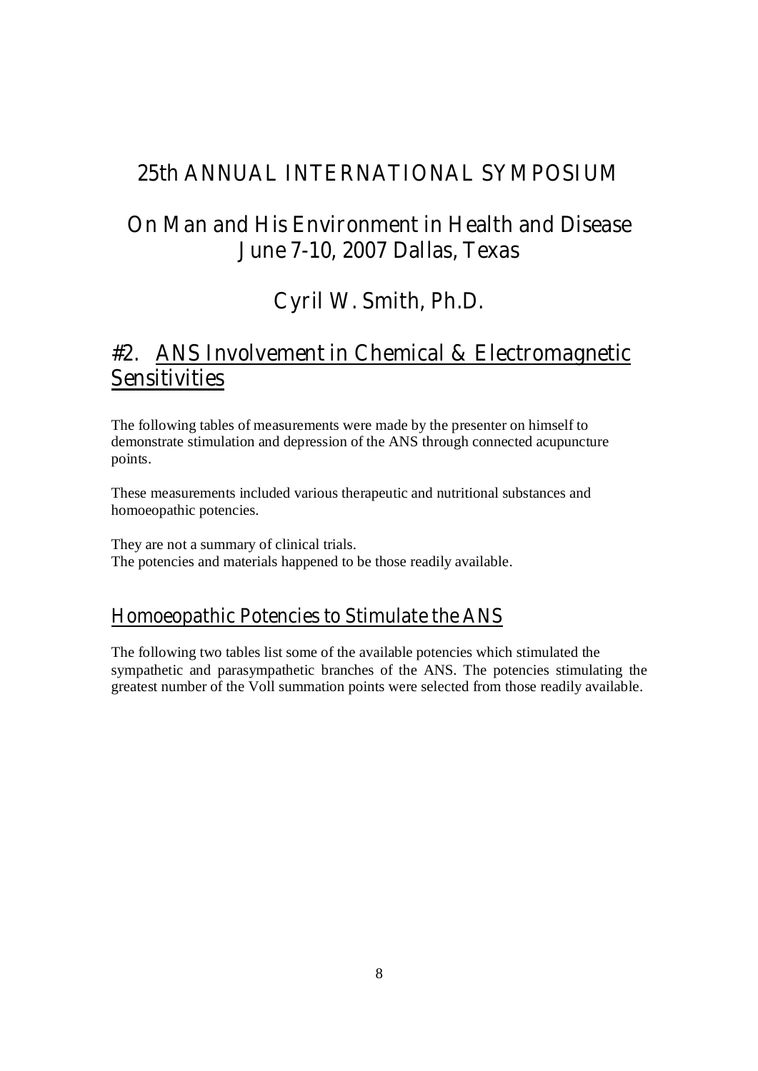# 25th ANNUAL INTERNATIONAL SYMPOSIUM

## On Man and His Environment in Health and Disease
## June 7-10, 2007 Dallas, Texas

## Cyril W. Smith, Ph.D.

## #2. ANS Involvement in Chemical & Electromagnetic Sensitivities

The following tables of measurements were made by the presenter on himself to demonstrate stimulation and depression of the ANS through connected acupuncture points.

These measurements included various therapeutic and nutritional substances and homoeopathic potencies.

They are not a summary of clinical trials.
The potencies and materials happened to be those readily available.

### Homoeopathic Potencies to Stimulate the ANS

The following two tables list some of the available potencies which stimulated the sympathetic and parasympathetic branches of the ANS. The potencies stimulating the greatest number of the Voll summation points were selected from those readily available.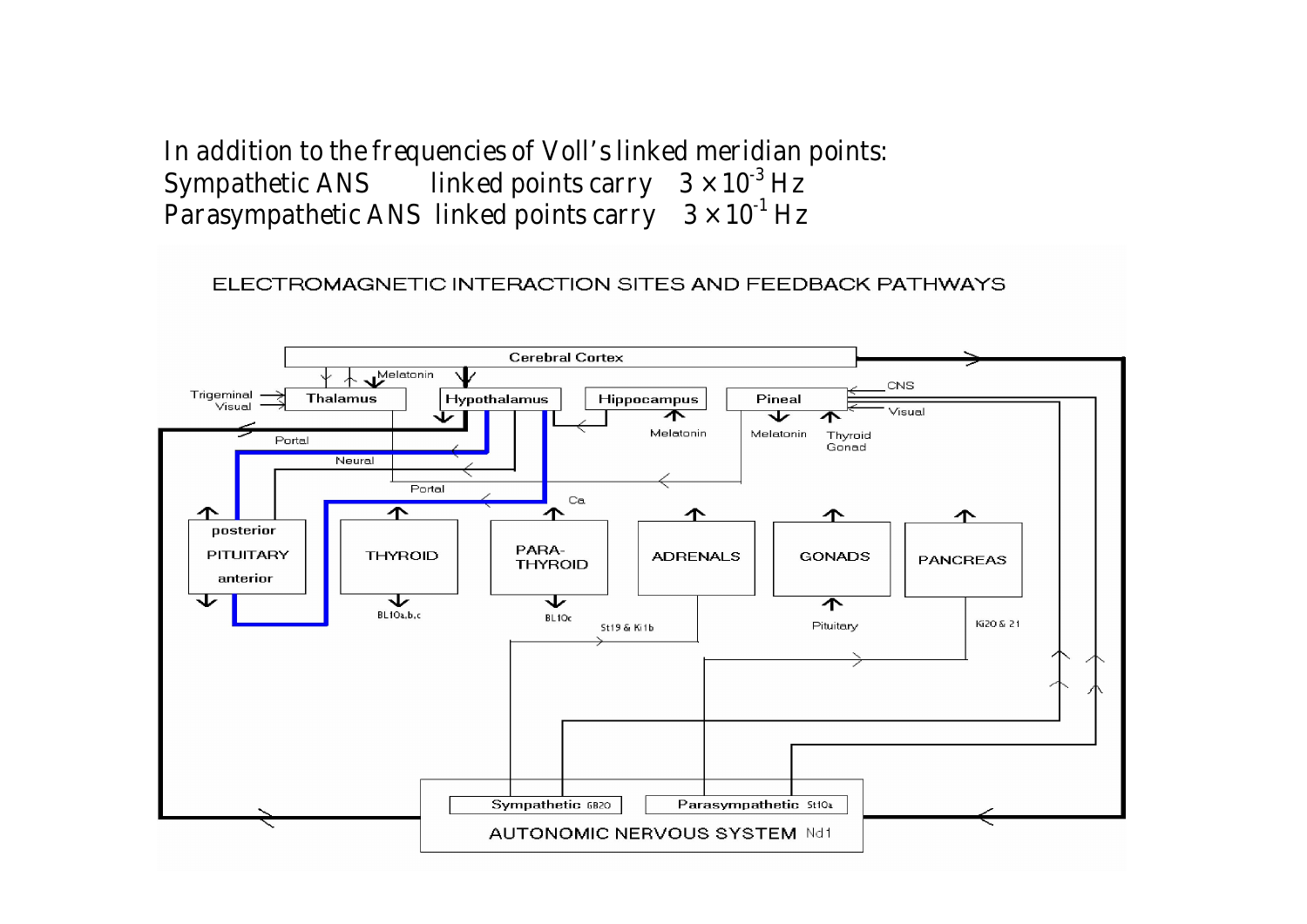In addition to the frequencies of Voll's linked meridian points:

Sympathetic ANS linked points carry $3 \times 10^{-3}$ Hz

Parasympathetic ANS linked points carry $3 \times 10^{-1}$ Hz

ELECTROMAGNETIC INTERACTION SITES AND FEEDBACK PATHWAYS

Cerebral Cortex

Melatonin

Trigeminal

Visual

Thalamus

Hypothalamus

Hippocampus

Pineal

CNS

Visual

Melatonin

Melatonin

Thyroid

Gonad

Portal

Neural

Portal

Ca

posterior

PITUITARY

anterior

THYROID

PARA-THYROID

ADRENALS

GONADS

PANCREAS

BL10a,b,c

BL10c

St19 & Ki1b

Pituitary

Ki20 & 21

Sympathetic 6B20

Parasympathetic St10a

AUTONOMIC NERVOUS SYSTEM Nd1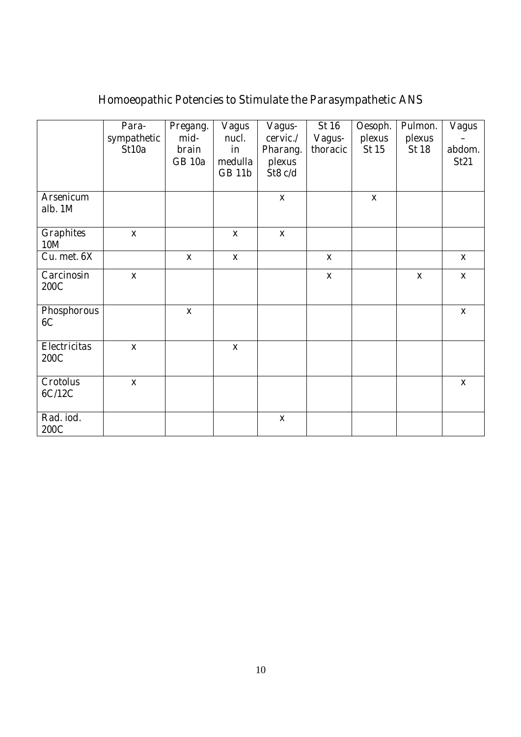# Homoeopathic Potencies to Stimulate the Parasympathetic ANS

| | Para-sympathetic St10a | Pregang. mid-brain GB 10a | Vagus nucl. in medulla GB 11b | Vagus-cervic./ Pharang. plexus St8 c/d | St 16 Vagus-thoracic | Oesoph. plexus St 15 | Pulmon. plexus St 18 | Vagus – abdom. St21 |
|---|---|---|---|---|---|---|---|---|
| Arsenicum alb. 1M | | | | x | | x | | |
| Graphites 10M | x | | x | x | | | | |
| Cu. met. 6X | | x | x | | x | | | x |
| Carcinosin 200C | x | | | | x | | x | x |
| Phosphorous 6C | | x | | | | | | x |
| Electricitas 200C | x | | x | | | | | |
| Crotolus 6C/12C | x | | | | | | | x |
| Rad. iod. 200C | | | | x | | | | |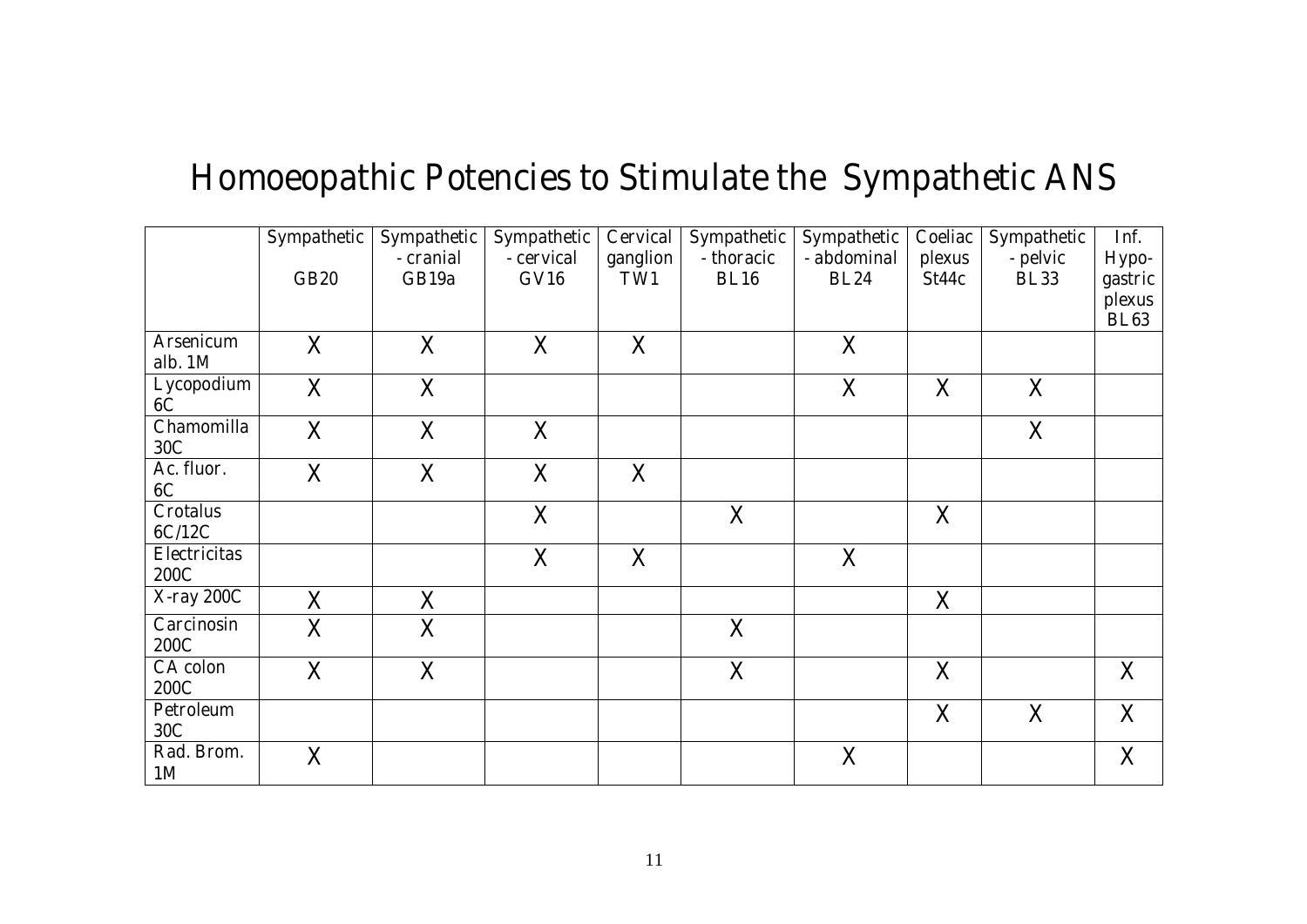# Homoeopathic Potencies to Stimulate the Sympathetic ANS

| | Sympathetic GB20 | Sympathetic - cranial GB19a | Sympathetic - cervical GV16 | Cervical ganglion TW1 | Sympathetic - thoracic BL16 | Sympathetic - abdominal BL24 | Coeliac plexus St44c | Sympathetic - pelvic BL33 | Inf. Hypo-gastric plexus BL63 |
|---|---|---|---|---|---|---|---|---|---|
| Arsenicum alb. 1M | X | X | X | X | | X | | | |
| Lycopodium 6C | X | X | | | | X | X | X | |
| Chamomilla 30C | X | X | X | | | | | X | |
| Ac. fluor. 6C | X | X | X | X | | | | | |
| Crotalus 6C/12C | | | X | | X | | X | | |
| Electricitas 200C | | | X | X | | X | | | |
| X-ray 200C | X | X | | | | | X | | |
| Carcinosin 200C | X | X | | | X | | | | |
| CA colon 200C | X | X | | | X | | X | | X |
| Petroleum 30C | | | | | | | X | X | X |
| Rad. Brom. 1M | X | | | | | X | | | X |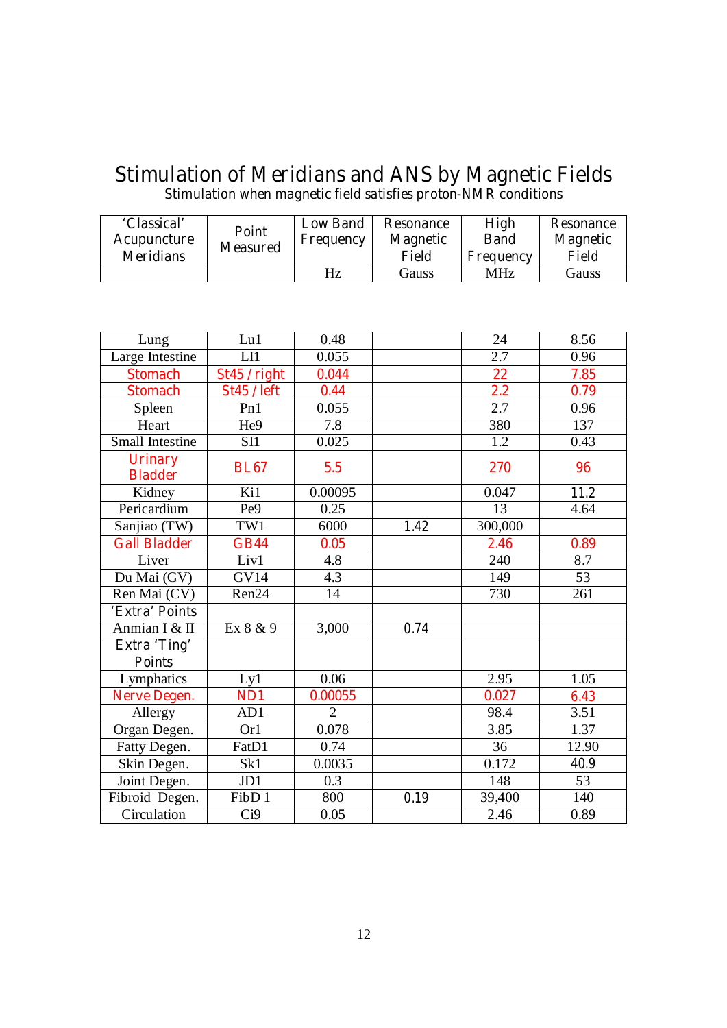# Stimulation of Meridians and ANS by Magnetic Fields

Stimulation when magnetic field satisfies proton-NMR conditions

| 'Classical' Acupuncture Meridians | Point Measured | Low Band Frequency | Resonance Magnetic Field | High Band Frequency | Resonance Magnetic Field |
|---|---|---|---|---|---|
| | | Hz | Gauss | MHz | Gauss |
| Lung | Lu1 | 0.48 | | 24 | 8.56 |
| Large Intestine | LI1 | 0.055 | | 2.7 | 0.96 |
| Stomach | St45 / right | 0.044 | | 22 | 7.85 |
| Stomach | St45 / left | 0.44 | | 2.2 | 0.79 |
| Spleen | Pn1 | 0.055 | | 2.7 | 0.96 |
| Heart | He9 | 7.8 | | 380 | 137 |
| Small Intestine | SI1 | 0.025 | | 1.2 | 0.43 |
| Urinary Bladder | BL67 | 5.5 | | 270 | 96 |
| Kidney | Ki1 | 0.00095 | | 0.047 | 11.2 |
| Pericardium | Pe9 | 0.25 | | 13 | 4.64 |
| Sanjiao (TW) | TW1 | 6000 | 1.42 | 300,000 | |
| Gall Bladder | GB44 | 0.05 | | 2.46 | 0.89 |
| Liver | Liv1 | 4.8 | | 240 | 8.7 |
| Du Mai (GV) | GV14 | 4.3 | | 149 | 53 |
| Ren Mai (CV) | Ren24 | 14 | | 730 | 261 |
| 'Extra' Points | | | | | |
| Anmian I & II | Ex 8 & 9 | 3,000 | 0.74 | | |
| Extra 'Ting' Points | | | | | |
| Lymphatics | Ly1 | 0.06 | | 2.95 | 1.05 |
| Nerve Degen. | ND1 | 0.00055 | | 0.027 | 6.43 |
| Allergy | AD1 | 2 | | 98.4 | 3.51 |
| Organ Degen. | Or1 | 0.078 | | 3.85 | 1.37 |
| Fatty Degen. | FatD1 | 0.74 | | 36 | 12.90 |
| Skin Degen. | Sk1 | 0.0035 | | 0.172 | 40.9 |
| Joint Degen. | JD1 | 0.3 | | 148 | 53 |
| Fibroid Degen. | FibD 1 | 800 | 0.19 | 39,400 | 140 |
| Circulation | Ci9 | 0.05 | | 2.46 | 0.89 |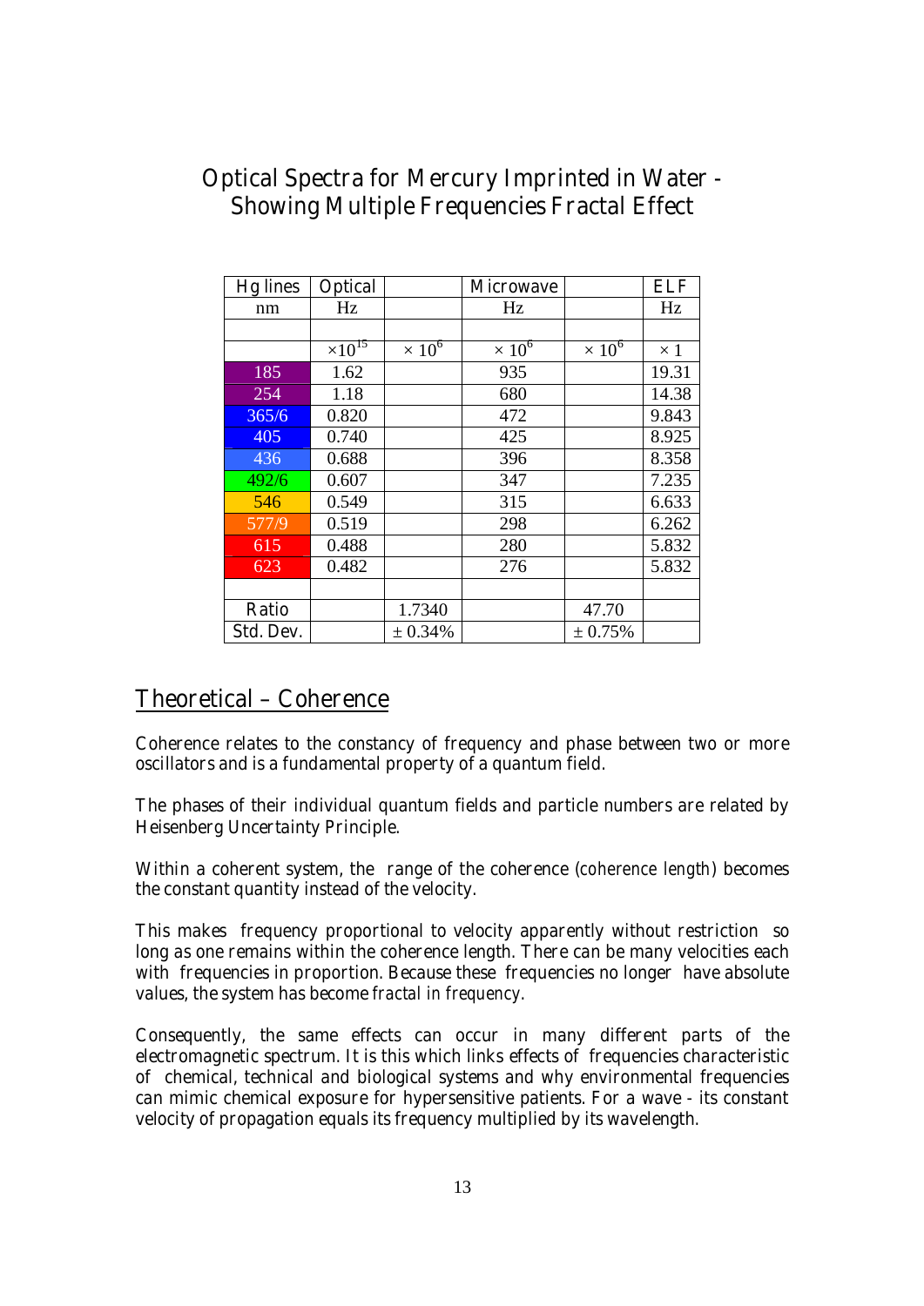# Optical Spectra for Mercury Imprinted in Water - Showing Multiple Frequencies Fractal Effect

| Hg lines | Optical | | Microwave | | ELF |
|---|---|---|---|---|---|
| nm | Hz | | Hz | | Hz |
| | | | | | |
| | $\times 10^{15}$ | $\times 10^{6}$ | $\times 10^{6}$ | $\times 10^{6}$ | $\times 1$ |
| 185 | 1.62 | | 935 | | 19.31 |
| 254 | 1.18 | | 680 | | 14.38 |
| 365/6 | 0.820 | | 472 | | 9.843 |
| 405 | 0.740 | | 425 | | 8.925 |
| 436 | 0.688 | | 396 | | 8.358 |
| 492/6 | 0.607 | | 347 | | 7.235 |
| 546 | 0.549 | | 315 | | 6.633 |
| 577/9 | 0.519 | | 298 | | 6.262 |
| 615 | 0.488 | | 280 | | 5.832 |
| 623 | 0.482 | | 276 | | 5.832 |
| | | | | | |
| Ratio | | 1.7340 | | 47.70 | |
| Std. Dev. | | ± 0.34% | | ± 0.75% | |

## Theoretical – Coherence

Coherence relates to the constancy of frequency and phase between two or more oscillators and is a fundamental property of a quantum field.

The phases of their individual quantum fields and particle numbers are related by Heisenberg Uncertainty Principle.

Within a coherent system, the range of the coherence (*coherence length*) becomes the constant quantity instead of the velocity.

This makes frequency proportional to velocity apparently without restriction so long as one remains within the coherence length. There can be many velocities each with frequencies in proportion. Because these frequencies no longer have absolute values, the system has become *fractal in frequency*.

Consequently, the same effects can occur in many different parts of the electromagnetic spectrum. It is this which links effects of frequencies characteristic of chemical, technical and biological systems and why environmental frequencies can mimic chemical exposure for hypersensitive patients. For a wave - its constant velocity of propagation equals its frequency multiplied by its wavelength.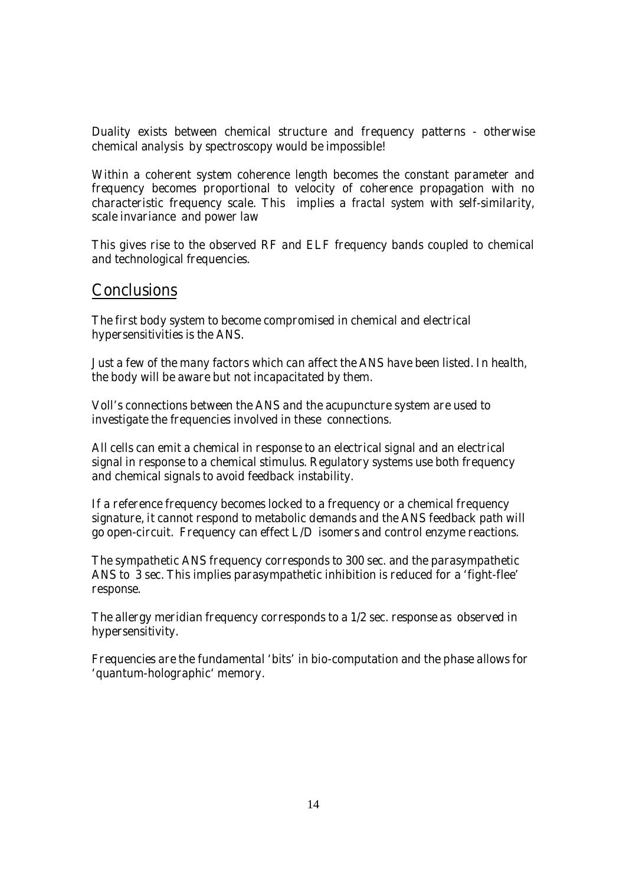Duality exists between chemical structure and frequency patterns - otherwise chemical analysis by spectroscopy would be impossible!

Within a coherent system coherence length becomes the constant parameter and frequency becomes proportional to velocity of coherence propagation with no characteristic frequency scale. This implies a *fractal system* with self-similarity, scale invariance and power law

This gives rise to the observed RF and ELF frequency bands coupled to chemical and technological frequencies.

## Conclusions

The first body system to become compromised in chemical and electrical hypersensitivities is the ANS.

Just a few of the many factors which can affect the ANS have been listed. In health, the body will be aware but not incapacitated by them.

Voll's connections between the ANS and the acupuncture system are used to investigate the frequencies involved in these connections.

All cells can emit a chemical in response to an electrical signal and an electrical signal in response to a chemical stimulus. Regulatory systems use both frequency and chemical signals to avoid feedback instability.

If a reference frequency becomes locked to a frequency or a chemical frequency signature, it cannot respond to metabolic demands and the ANS feedback path will go open-circuit. Frequency can effect L/D isomers and control enzyme reactions.

The sympathetic ANS frequency corresponds to 300 sec. and the parasympathetic ANS to 3 sec. This implies parasympathetic inhibition is reduced for a 'fight-flee' response.

The allergy meridian frequency corresponds to a 1/2 sec. response as observed in hypersensitivity.

Frequencies are the fundamental 'bits' in bio-computation and the phase allows for 'quantum-holographic' memory.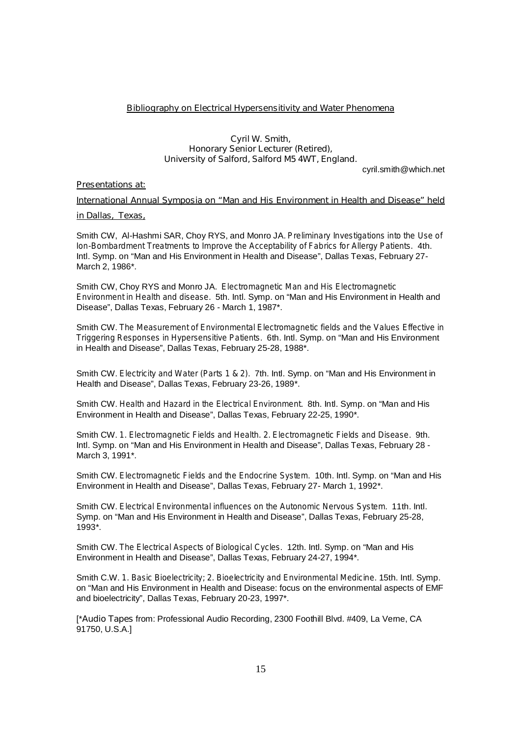## Bibliography on Electrical Hypersensitivity and Water Phenomena

Cyril W. Smith,
Honorary Senior Lecturer (Retired),
University of Salford, Salford M5 4WT, England.

cyril.smith@which.net

### Presentations at:

### International Annual Symposia on "Man and His Environment in Health and Disease" held in Dallas, Texas,

Smith CW, Al-Hashmi SAR, Choy RYS, and Monro JA. *Preliminary Investigations into the Use of Ion-Bombardment Treatments to Improve the Acceptability of Fabrics for Allergy Patients.* 4th. Intl. Symp. on "Man and His Environment in Health and Disease", Dallas Texas, February 27-March 2, 1986*.

Smith CW, Choy RYS and Monro JA. *Electromagnetic Man and His Electromagnetic Environment in Health and disease.* 5th. Intl. Symp. on "Man and His Environment in Health and Disease", Dallas Texas, February 26 - March 1, 1987*.

Smith CW. *The Measurement of Environmental Electromagnetic fields and the Values Effective in Triggering Responses in Hypersensitive Patients.* 6th. Intl. Symp. on "Man and His Environment in Health and Disease", Dallas Texas, February 25-28, 1988*.

Smith CW. *Electricity and Water (Parts 1 & 2).* 7th. Intl. Symp. on "Man and His Environment in Health and Disease", Dallas Texas, February 23-26, 1989*.

Smith CW. *Health and Hazard in the Electrical Environment.* 8th. Intl. Symp. on "Man and His Environment in Health and Disease", Dallas Texas, February 22-25, 1990*.

Smith CW. *1. Electromagnetic Fields and Health. 2. Electromagnetic Fields and Disease.* 9th. Intl. Symp. on "Man and His Environment in Health and Disease", Dallas Texas, February 28 - March 3, 1991*.

Smith CW. *Electromagnetic Fields and the Endocrine System.* 10th. Intl. Symp. on "Man and His Environment in Health and Disease", Dallas Texas, February 27- March 1, 1992*.

Smith CW. *Electrical Environmental influences on the Autonomic Nervous System.* 11th. Intl. Symp. on "Man and His Environment in Health and Disease", Dallas Texas, February 25-28, 1993*.

Smith CW. *The Electrical Aspects of Biological Cycles.* 12th. Intl. Symp. on "Man and His Environment in Health and Disease", Dallas Texas, February 24-27, 1994*.

Smith C.W. *1. Basic Bioelectricity; 2. Bioelectricity and Environmental Medicine.* 15th. Intl. Symp. on "Man and His Environment in Health and Disease: focus on the environmental aspects of EMF and bioelectricity", Dallas Texas, February 20-23, 1997*.

[*Audio Tapes from: Professional Audio Recording, 2300 Foothill Blvd. #409, La Verne, CA 91750, U.S.A.]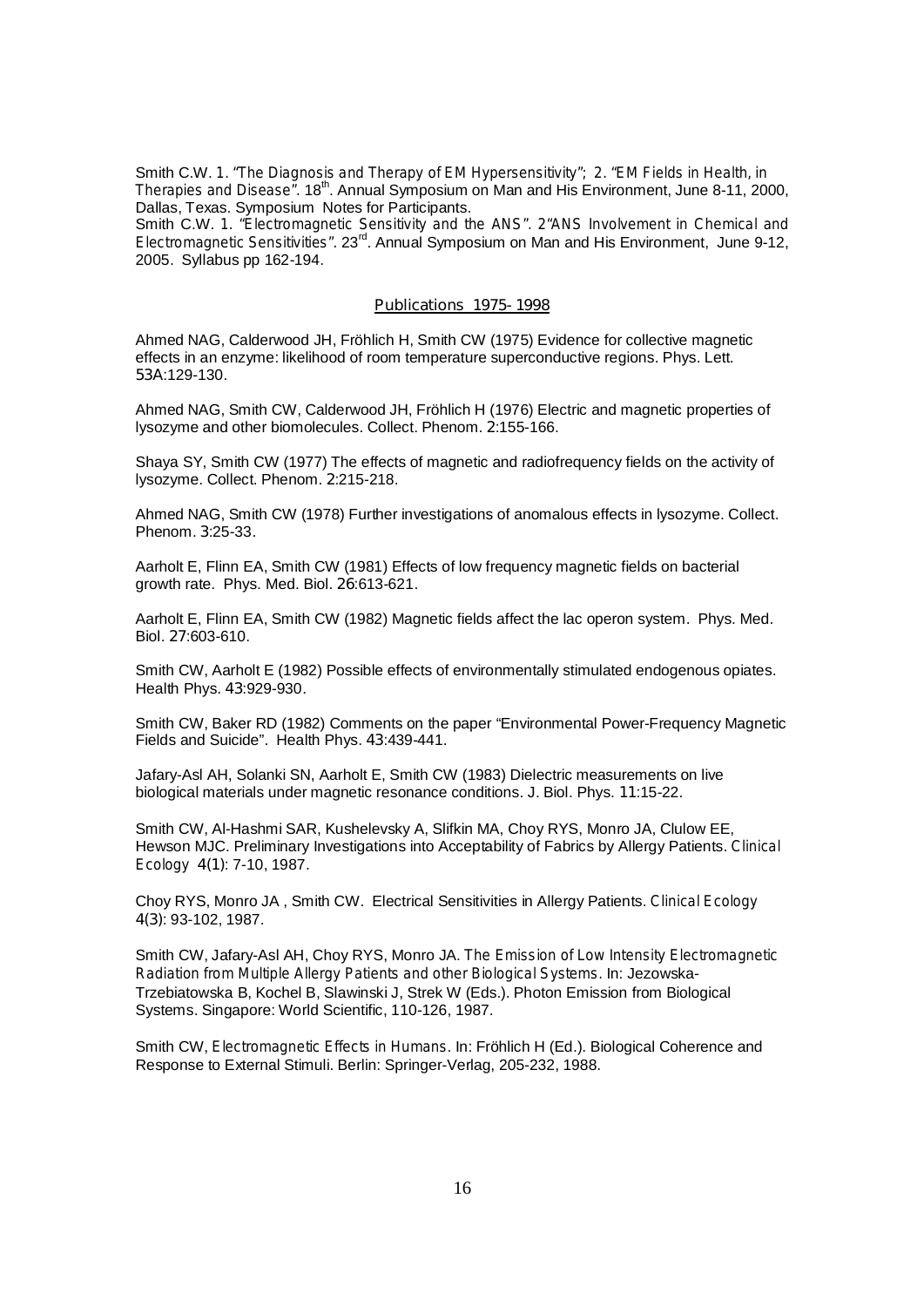Smith C.W. 1. *"The Diagnosis and Therapy of EM Hypersensitivity"*; 2. *"EM Fields in Health, in Therapies and Disease"*. 18th. Annual Symposium on Man and His Environment, June 8-11, 2000, Dallas, Texas. Symposium Notes for Participants.
Smith C.W. 1. *"Electromagnetic Sensitivity and the ANS"*. 2*"ANS Involvement in Chemical and Electromagnetic Sensitivities"*. 23rd. Annual Symposium on Man and His Environment, June 9-12, 2005. Syllabus pp 162-194.

## Publications 1975- 1998

Ahmed NAG, Calderwood JH, Fröhlich H, Smith CW (1975) Evidence for collective magnetic effects in an enzyme: likelihood of room temperature superconductive regions. Phys. Lett. **53A**:129-130.

Ahmed NAG, Smith CW, Calderwood JH, Fröhlich H (1976) Electric and magnetic properties of lysozyme and other biomolecules. Collect. Phenom. **2**:155-166.

Shaya SY, Smith CW (1977) The effects of magnetic and radiofrequency fields on the activity of lysozyme. Collect. Phenom. **2**:215-218.

Ahmed NAG, Smith CW (1978) Further investigations of anomalous effects in lysozyme. Collect. Phenom. **3**:25-33.

Aarholt E, Flinn EA, Smith CW (1981) Effects of low frequency magnetic fields on bacterial growth rate. Phys. Med. Biol. **26**:613-621.

Aarholt E, Flinn EA, Smith CW (1982) Magnetic fields affect the lac operon system. Phys. Med. Biol. **27**:603-610.

Smith CW, Aarholt E (1982) Possible effects of environmentally stimulated endogenous opiates. Health Phys. **43**:929-930.

Smith CW, Baker RD (1982) Comments on the paper "Environmental Power-Frequency Magnetic Fields and Suicide". Health Phys. **43**:439-441.

Jafary-Asl AH, Solanki SN, Aarholt E, Smith CW (1983) Dielectric measurements on live biological materials under magnetic resonance conditions. J. Biol. Phys. **11**:15-22.

Smith CW, Al-Hashmi SAR, Kushelevsky A, Slifkin MA, Choy RYS, Monro JA, Clulow EE, Hewson MJC. Preliminary Investigations into Acceptability of Fabrics by Allergy Patients. *Clinical Ecology* **4(1)**: 7-10, 1987.

Choy RYS, Monro JA , Smith CW. Electrical Sensitivities in Allergy Patients. *Clinical Ecology* **4(3)**: 93-102, 1987.

Smith CW, Jafary-Asl AH, Choy RYS, Monro JA. *The Emission of Low Intensity Electromagnetic Radiation from Multiple Allergy Patients and other Biological Systems.* In: Jezowska-Trzebiatowska B, Kochel B, Slawinski J, Strek W (Eds.). Photon Emission from Biological Systems. Singapore: World Scientific, 110-126, 1987.

Smith CW, *Electromagnetic Effects in Humans.* In: Fröhlich H (Ed.). Biological Coherence and Response to External Stimuli. Berlin: Springer-Verlag, 205-232, 1988.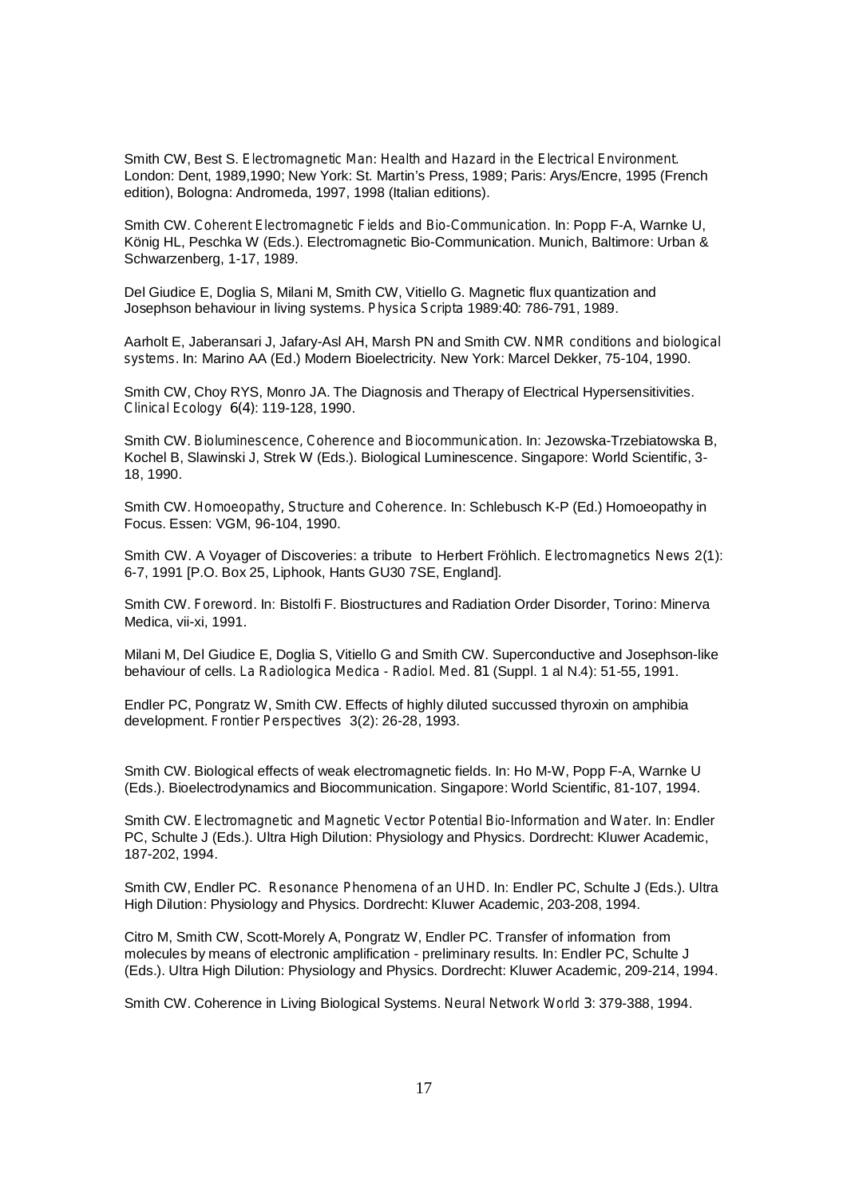Smith CW, Best S. *Electromagnetic Man: Health and Hazard in the Electrical Environment.* London: Dent, 1989,1990; New York: St. Martin's Press, 1989; Paris: Arys/Encre, 1995 (French edition), Bologna: Andromeda, 1997, 1998 (Italian editions).

Smith CW. *Coherent Electromagnetic Fields and Bio-Communication.* In: Popp F-A, Warnke U, König HL, Peschka W (Eds.). Electromagnetic Bio-Communication. Munich, Baltimore: Urban & Schwarzenberg, 1-17, 1989.

Del Giudice E, Doglia S, Milani M, Smith CW, Vitiello G. Magnetic flux quantization and Josephson behaviour in living systems. *Physica Scripta* 1989:**40**: 786-791, 1989.

Aarholt E, Jaberansari J, Jafary-Asl AH, Marsh PN and Smith CW. *NMR conditions and biological systems.* In: Marino AA (Ed.) Modern Bioelectricity. New York: Marcel Dekker, 75-104, 1990.

Smith CW, Choy RYS, Monro JA. The Diagnosis and Therapy of Electrical Hypersensitivities. *Clinical Ecology* **6**(4): 119-128, 1990.

Smith CW. *Bioluminescence, Coherence and Biocommunication.* In: Jezowska-Trzebiatowska B, Kochel B, Slawinski J, Strek W (Eds.). Biological Luminescence. Singapore: World Scientific, 3-18, 1990.

Smith CW. *Homoeopathy, Structure and Coherence.* In: Schlebusch K-P (Ed.) Homoeopathy in Focus. Essen: VGM, 96-104, 1990.

Smith CW. A Voyager of Discoveries: a tribute to Herbert Fröhlich. *Electromagnetics News* 2(1): 6-7, 1991 [P.O. Box 25, Liphook, Hants GU30 7SE, England].

Smith CW. *Foreword.* In: Bistolfi F. Biostructures and Radiation Order Disorder, Torino: Minerva Medica, vii-xi, 1991.

Milani M, Del Giudice E, Doglia S, Vitiello G and Smith CW. Superconductive and Josephson-like behaviour of cells. *La Radiologica Medica - Radiol. Med.* **81** (Suppl. 1 al N.4): 51-55, 1991.

Endler PC, Pongratz W, Smith CW. Effects of highly diluted succussed thyroxin on amphibia development. *Frontier Perspectives* 3(2): 26-28, 1993.

Smith CW. Biological effects of weak electromagnetic fields. In: Ho M-W, Popp F-A, Warnke U (Eds.). Bioelectrodynamics and Biocommunication. Singapore: World Scientific, 81-107, 1994.

Smith CW. *Electromagnetic and Magnetic Vector Potential Bio-Information and Water.* In: Endler PC, Schulte J (Eds.). Ultra High Dilution: Physiology and Physics. Dordrecht: Kluwer Academic, 187-202, 1994.

Smith CW, Endler PC. *Resonance Phenomena of an UHD.* In: Endler PC, Schulte J (Eds.). Ultra High Dilution: Physiology and Physics. Dordrecht: Kluwer Academic, 203-208, 1994.

Citro M, Smith CW, Scott-Morely A, Pongratz W, Endler PC. Transfer of information from molecules by means of electronic amplification - preliminary results. In: Endler PC, Schulte J (Eds.). Ultra High Dilution: Physiology and Physics. Dordrecht: Kluwer Academic, 209-214, 1994.

Smith CW. Coherence in Living Biological Systems. *Neural Network World* **3**: 379-388, 1994.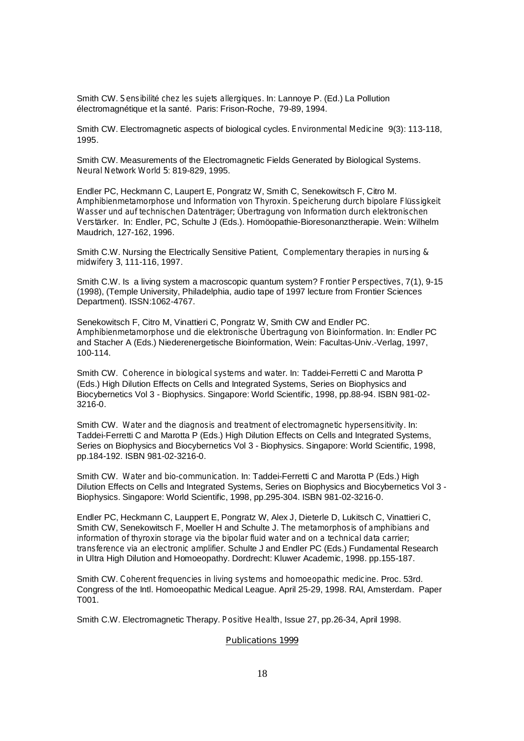Smith CW. *Sensibilité chez les sujets allergiques*. In: Lannoye P. (Ed.) La Pollution électromagnétique et la santé. Paris: Frison-Roche, 79-89, 1994.

Smith CW. Electromagnetic aspects of biological cycles. *Environmental Medicine* 9(3): 113-118, 1995.

Smith CW. Measurements of the Electromagnetic Fields Generated by Biological Systems. *Neural Network World* 5: 819-829, 1995.

Endler PC, Heckmann C, Laupert E, Pongratz W, Smith C, Senekowitsch F, Citro M. *Amphibienmetamorphose und Information von Thyroxin. Speicherung durch bipolare Flüssigkeit Wasser und auf technischen Datenträger; Übertragung von Information durch elektronischen Verstärker*. In: Endler, PC, Schulte J (Eds.). Homöopathie-Bioresonanztherapie. Wein: Wilhelm Maudrich, 127-162, 1996.

Smith C.W. Nursing the Electrically Sensitive Patient, *Complementary therapies in nursing & midwifery* 3, 111-116, 1997.

Smith C.W. Is a living system a macroscopic quantum system? *Frontier Perspectives*, 7(1), 9-15 (1998), (Temple University, Philadelphia, audio tape of 1997 lecture from Frontier Sciences Department). ISSN:1062-4767.

Senekowitsch F, Citro M, Vinattieri C, Pongratz W, Smith CW and Endler PC. *Amphibienmetamorphose und die elektronische Übertragung von Bioinformation*. In: Endler PC and Stacher A (Eds.) Niederenergetische Bioinformation, Wein: Facultas-Univ.-Verlag, 1997, 100-114.

Smith CW. *Coherence in biological systems and water*. In: Taddei-Ferretti C and Marotta P (Eds.) High Dilution Effects on Cells and Integrated Systems, Series on Biophysics and Biocybernetics Vol 3 - Biophysics. Singapore: World Scientific, 1998, pp.88-94. ISBN 981-02-3216-0.

Smith CW. *Water and the diagnosis and treatment of electromagnetic hypersensitivity*. In: Taddei-Ferretti C and Marotta P (Eds.) High Dilution Effects on Cells and Integrated Systems, Series on Biophysics and Biocybernetics Vol 3 - Biophysics. Singapore: World Scientific, 1998, pp.184-192. ISBN 981-02-3216-0.

Smith CW. *Water and bio-communication*. In: Taddei-Ferretti C and Marotta P (Eds.) High Dilution Effects on Cells and Integrated Systems, Series on Biophysics and Biocybernetics Vol 3 - Biophysics. Singapore: World Scientific, 1998, pp.295-304. ISBN 981-02-3216-0.

Endler PC, Heckmann C, Lauppert E, Pongratz W, Alex J, Dieterle D, Lukitsch C, Vinattieri C, Smith CW, Senekowitsch F, Moeller H and Schulte J. *The metamorphosis of amphibians and information of thyroxin storage via the bipolar fluid water and on a technical data carrier; transference via an electronic amplifier*. Schulte J and Endler PC (Eds.) Fundamental Research in Ultra High Dilution and Homoeopathy. Dordrecht: Kluwer Academic, 1998. pp.155-187.

Smith CW. *Coherent frequencies in living systems and homoeopathic medicine*. Proc. 53rd. Congress of the Intl. Homoeopathic Medical League. April 25-29, 1998. RAI, Amsterdam. Paper T001.

Smith C.W. Electromagnetic Therapy. *Positive Health*, Issue 27, pp.26-34, April 1998.

## Publications 1999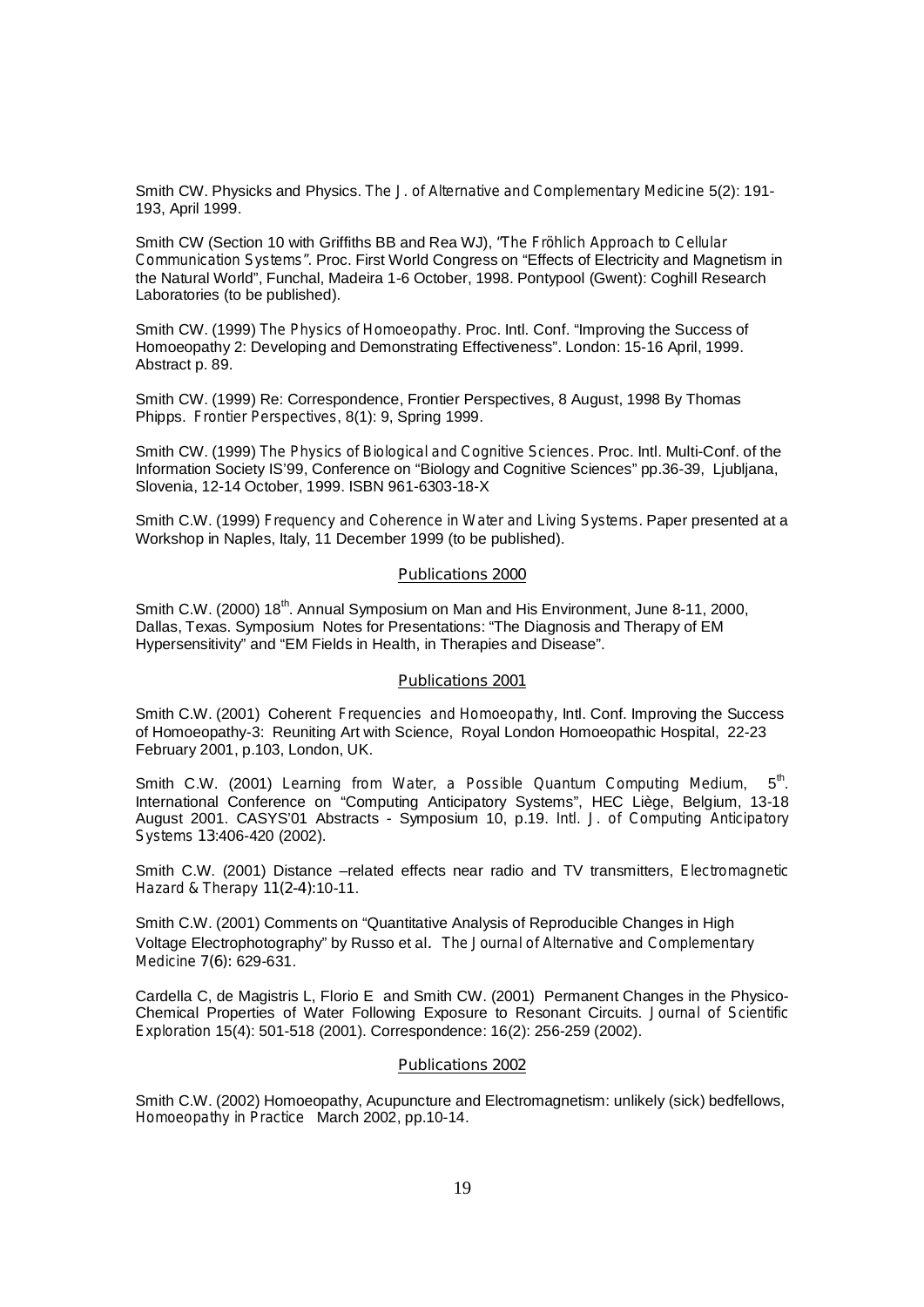Smith CW. Physicks and Physics. *The J. of Alternative and Complementary Medicine* 5(2): 191-193, April 1999.

Smith CW (Section 10 with Griffiths BB and Rea WJ), *"The Fröhlich Approach to Cellular Communication Systems"*. Proc. First World Congress on "Effects of Electricity and Magnetism in the Natural World", Funchal, Madeira 1-6 October, 1998. Pontypool (Gwent): Coghill Research Laboratories (to be published).

Smith CW. (1999) *The Physics of Homoeopathy*. Proc. Intl. Conf. "Improving the Success of Homoeopathy 2: Developing and Demonstrating Effectiveness". London: 15-16 April, 1999. Abstract p. 89.

Smith CW. (1999) Re: Correspondence, Frontier Perspectives, 8 August, 1998 By Thomas Phipps. *Frontier Perspectives*, 8(1): 9, Spring 1999.

Smith CW. (1999) *The Physics of Biological and Cognitive Sciences*. Proc. Intl. Multi-Conf. of the Information Society IS'99, Conference on "Biology and Cognitive Sciences" pp.36-39, Ljubljana, Slovenia, 12-14 October, 1999. ISBN 961-6303-18-X

Smith C.W. (1999) *Frequency and Coherence in Water and Living Systems*. Paper presented at a Workshop in Naples, Italy, 11 December 1999 (to be published).

## Publications 2000

Smith C.W. (2000) 18th. Annual Symposium on Man and His Environment, June 8-11, 2000, Dallas, Texas. Symposium Notes for Presentations: "The Diagnosis and Therapy of EM Hypersensitivity" and "EM Fields in Health, in Therapies and Disease".

## Publications 2001

Smith C.W. (2001) *Coherent Frequencies and Homoeopathy*, Intl. Conf. Improving the Success of Homoeopathy-3: Reuniting Art with Science, Royal London Homoeopathic Hospital, 22-23 February 2001, p.103, London, UK.

Smith C.W. (2001) *Learning from Water, a Possible Quantum Computing Medium*, 5th. International Conference on "Computing Anticipatory Systems", HEC Liège, Belgium, 13-18 August 2001. CASYS'01 Abstracts - Symposium 10, p.19. *Intl. J. of Computing Anticipatory Systems* 13:406-420 (2002).

Smith C.W. (2001) Distance –related effects near radio and TV transmitters, *Electromagnetic Hazard & Therapy* 11(2-4):10-11.

Smith C.W. (2001) Comments on "Quantitative Analysis of Reproducible Changes in High Voltage Electrophotography" by Russo et al. *The Journal of Alternative and Complementary Medicine* 7(6): 629-631.

Cardella C, de Magistris L, Florio E and Smith CW. (2001) Permanent Changes in the Physico-Chemical Properties of Water Following Exposure to Resonant Circuits. *Journal of Scientific Exploration* 15(4): 501-518 (2001). Correspondence: 16(2): 256-259 (2002).

## Publications 2002

Smith C.W. (2002) Homoeopathy, Acupuncture and Electromagnetism: unlikely (sick) bedfellows, *Homoeopathy in Practice* March 2002, pp.10-14.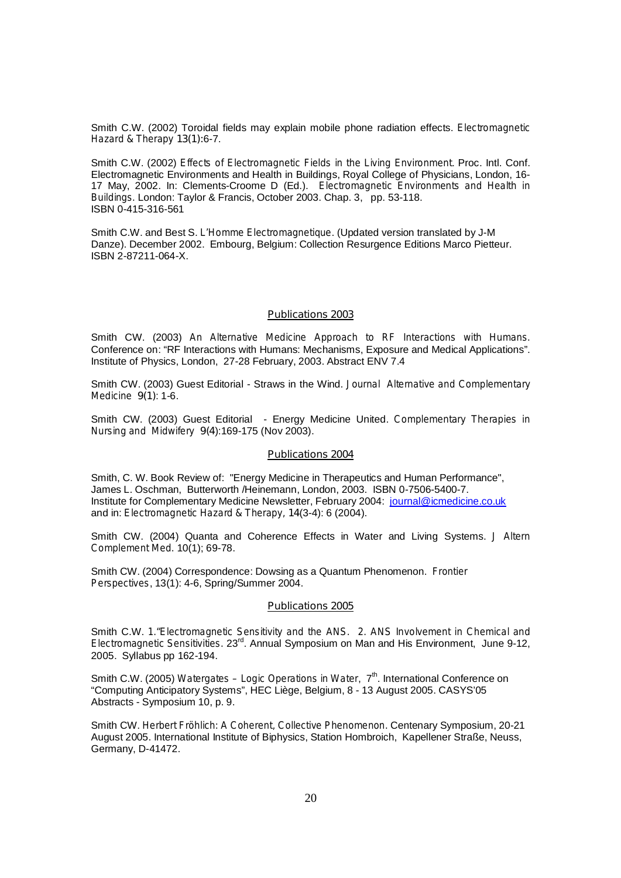Smith C.W. (2002) Toroidal fields may explain mobile phone radiation effects. *Electromagnetic Hazard & Therapy* 13(1):6-7.

Smith C.W. (2002) *Effects of Electromagnetic Fields in the Living Environment*. Proc. Intl. Conf. Electromagnetic Environments and Health in Buildings, Royal College of Physicians, London, 16-17 May, 2002. In: Clements-Croome D (Ed.). *Electromagnetic Environments and Health in Buildings*. London: Taylor & Francis, October 2003. Chap. 3, pp. 53-118. ISBN 0-415-316-561

Smith C.W. and Best S. *L'Homme Electromagnetique*. (Updated version translated by J-M Danze). December 2002. Embourg, Belgium: Collection Resurgence Editions Marco Pietteur. ISBN 2-87211-064-X.

## Publications 2003

Smith CW. (2003) *An Alternative Medicine Approach to RF Interactions with Humans*. Conference on: "RF Interactions with Humans: Mechanisms, Exposure and Medical Applications". Institute of Physics, London, 27-28 February, 2003. Abstract ENV 7.4

Smith CW. (2003) Guest Editorial - Straws in the Wind. *Journal Alternative and Complementary Medicine* 9(1): 1-6.

Smith CW. (2003) Guest Editorial - Energy Medicine United. *Complementary Therapies in Nursing and Midwifery* 9(4):169-175 (Nov 2003).

## Publications 2004

Smith, C. W. Book Review of: "Energy Medicine in Therapeutics and Human Performance", James L. Oschman, Butterworth /Heinemann, London, 2003. ISBN 0-7506-5400-7. Institute for Complementary Medicine Newsletter, February 2004: journal@icmedicine.co.uk and in: *Electromagnetic Hazard & Therapy*, 14(3-4): 6 (2004).

Smith CW. (2004) Quanta and Coherence Effects in Water and Living Systems. *J Altern Complement Med*. 10(1); 69-78.

Smith CW. (2004) Correspondence: Dowsing as a Quantum Phenomenon. *Frontier Perspectives*, 13(1): 4-6, Spring/Summer 2004.

## Publications 2005

Smith C.W. 1."*Electromagnetic Sensitivity and the ANS*. 2. *ANS Involvement in Chemical and Electromagnetic Sensitivities*. 23rd. Annual Symposium on Man and His Environment, June 9-12, 2005. Syllabus pp 162-194.

Smith C.W. (2005) *Watergates – Logic Operations in Water*, 7th. International Conference on "Computing Anticipatory Systems", HEC Liège, Belgium, 8 - 13 August 2005. CASYS'05 Abstracts - Symposium 10, p. 9.

Smith CW. *Herbert Fröhlich: A Coherent, Collective Phenomenon*. Centenary Symposium, 20-21 August 2005. International Institute of Biphysics, Station Hombroich, Kapellener Straße, Neuss, Germany, D-41472.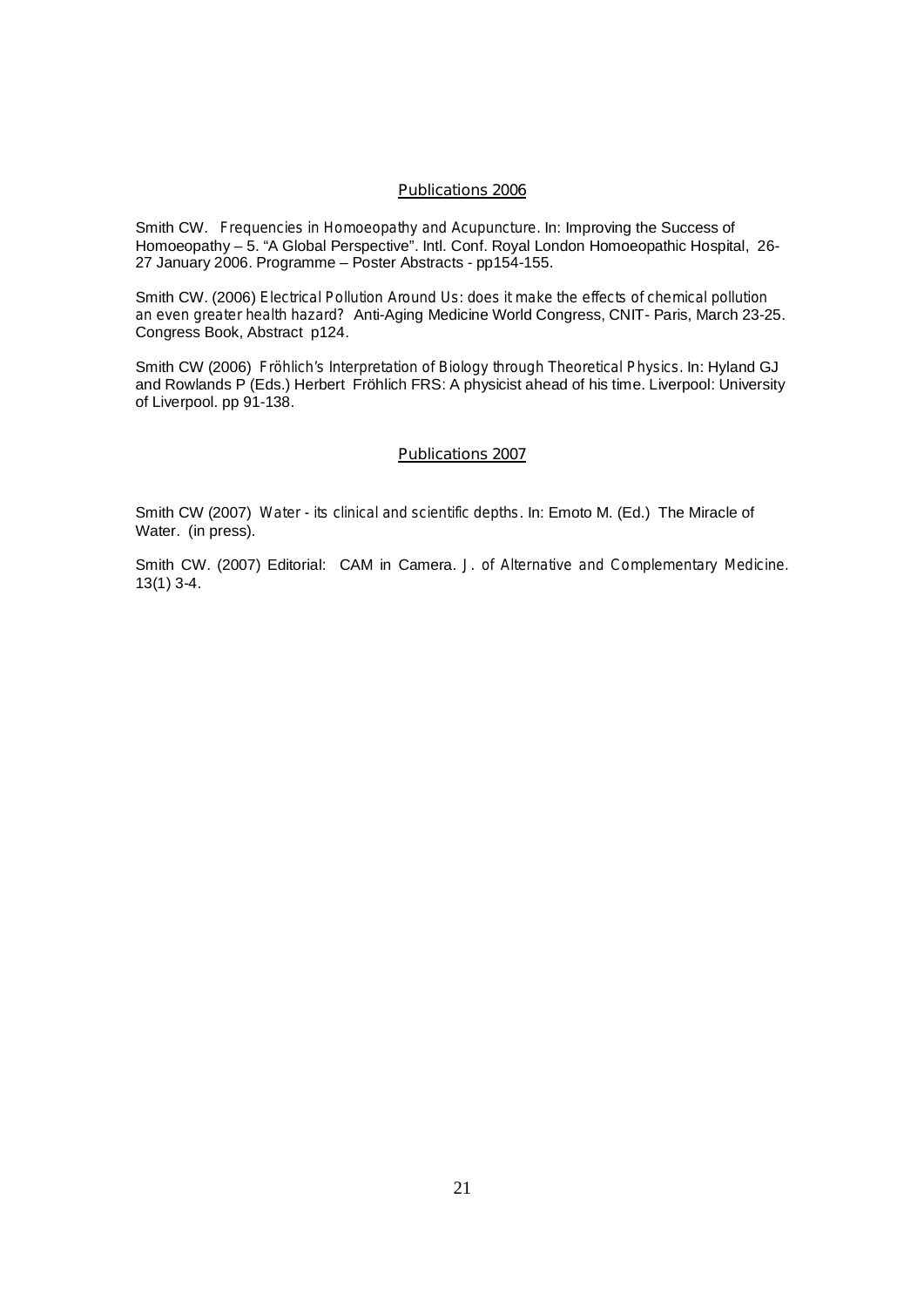## Publications 2006

Smith CW. *Frequencies in Homoeopathy and Acupuncture*. In: Improving the Success of Homoeopathy – 5. "A Global Perspective". Intl. Conf. Royal London Homoeopathic Hospital, 26-27 January 2006. Programme – Poster Abstracts - pp154-155.

Smith CW. (2006) *Electrical Pollution Around Us: does it make the effects of chemical pollution an even greater health hazard?* Anti-Aging Medicine World Congress, CNIT- Paris, March 23-25. Congress Book, Abstract p124.

Smith CW (2006) *Fröhlich's Interpretation of Biology through Theoretical Physics*. In: Hyland GJ and Rowlands P (Eds.) Herbert Fröhlich FRS: A physicist ahead of his time. Liverpool: University of Liverpool. pp 91-138.

## Publications 2007

Smith CW (2007) *Water - its clinical and scientific depths*. In: Emoto M. (Ed.) The Miracle of Water. (in press).

Smith CW. (2007) Editorial: CAM in Camera. *J. of Alternative and Complementary Medicine*. 13(1) 3-4.